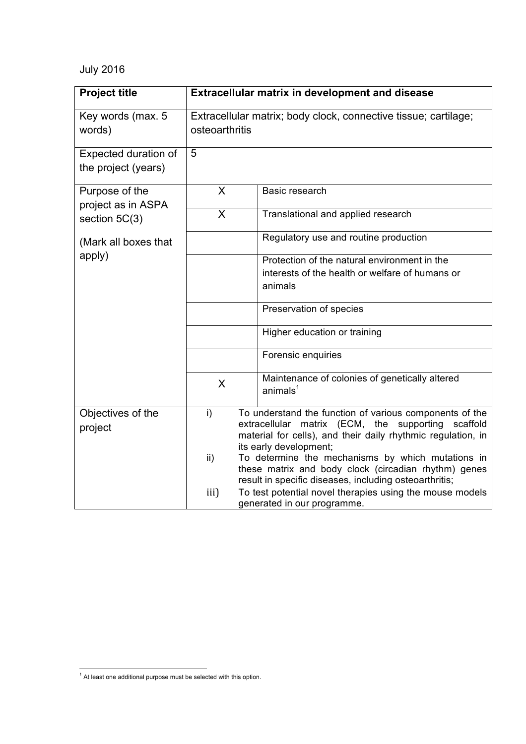July 2016

| **Project title** | **Extracellular matrix in development and disease** | |
|---|---|---|
| Key words (max. 5 words) | Extracellular matrix; body clock, connective tissue; cartilage; osteoarthritis | |
| Expected duration of the project (years) | 5 | |
| Purpose of the project as in ASPA section 5C(3) (Mark all boxes that apply) | X | Basic research |
| | X | Translational and applied research |
| | | Regulatory use and routine production |
| | | Protection of the natural environment in the interests of the health or welfare of humans or animals |
| | | Preservation of species |
| | | Higher education or training |
| | | Forensic enquiries |
| | X | Maintenance of colonies of genetically altered animals[1] |
| Objectives of the project | i) To understand the function of various components of the extracellular matrix (ECM, the supporting scaffold material for cells), and their daily rhythmic regulation, in its early development; ii) To determine the mechanisms by which mutations in these matrix and body clock (circadian rhythm) genes result in specific diseases, including osteoarthritis; iii) To test potential novel therapies using the mouse models generated in our programme. | |

[1] At least one additional purpose must be selected with this option.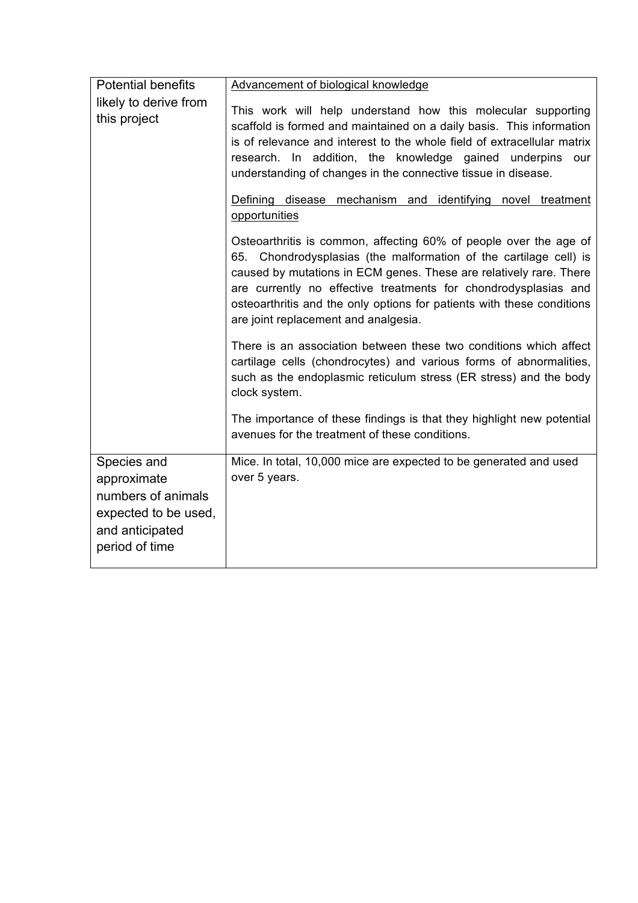| | |
|---|---|
| Potential benefits likely to derive from this project | <u>Advancement of biological knowledge</u><br><br>This work will help understand how this molecular supporting scaffold is formed and maintained on a daily basis. This information is of relevance and interest to the whole field of extracellular matrix research. In addition, the knowledge gained underpins our understanding of changes in the connective tissue in disease.<br><br><u>Defining disease mechanism and identifying novel treatment opportunities</u><br><br>Osteoarthritis is common, affecting 60% of people over the age of 65. Chondrodysplasias (the malformation of the cartilage cell) is caused by mutations in ECM genes. These are relatively rare. There are currently no effective treatments for chondrodysplasias and osteoarthritis and the only options for patients with these conditions are joint replacement and analgesia.<br><br>There is an association between these two conditions which affect cartilage cells (chondrocytes) and various forms of abnormalities, such as the endoplasmic reticulum stress (ER stress) and the body clock system.<br><br>The importance of these findings is that they highlight new potential avenues for the treatment of these conditions. |
| Species and approximate numbers of animals expected to be used, and anticipated period of time | Mice. In total, 10,000 mice are expected to be generated and used over 5 years. |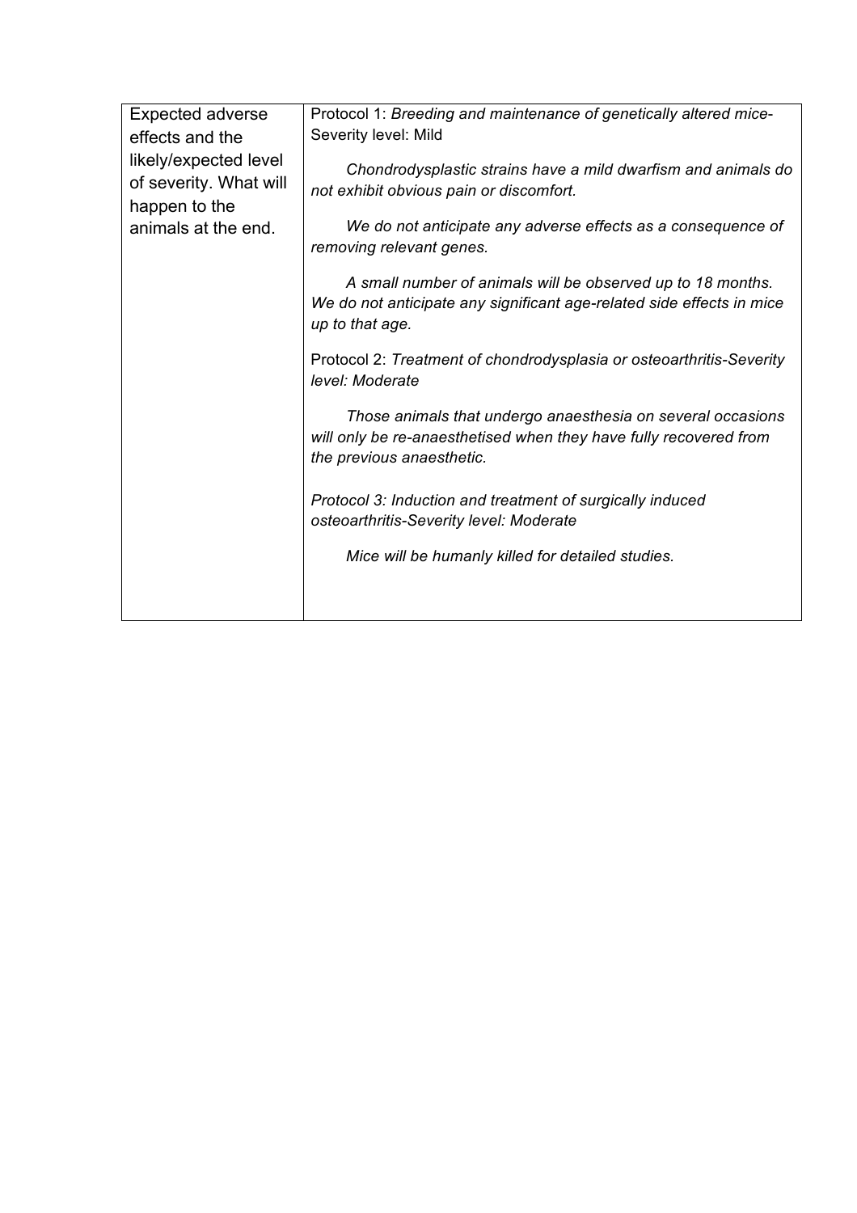| Expected adverse effects and the likely/expected level of severity. What will happen to the animals at the end. | Protocol 1: *Breeding and maintenance of genetically altered mice-* Severity level: Mild<br><br>*Chondrodysplastic strains have a mild dwarfism and animals do not exhibit obvious pain or discomfort.*<br><br>*We do not anticipate any adverse effects as a consequence of removing relevant genes.*<br><br>*A small number of animals will be observed up to 18 months. We do not anticipate any significant age-related side effects in mice up to that age.*<br><br>Protocol 2: *Treatment of chondrodysplasia or osteoarthritis-Severity level: Moderate*<br><br>*Those animals that undergo anaesthesia on several occasions will only be re-anaesthetised when they have fully recovered from the previous anaesthetic.*<br><br>*Protocol 3: Induction and treatment of surgically induced osteoarthritis-Severity level: Moderate*<br><br>*Mice will be humanly killed for detailed studies.* |
|---|---|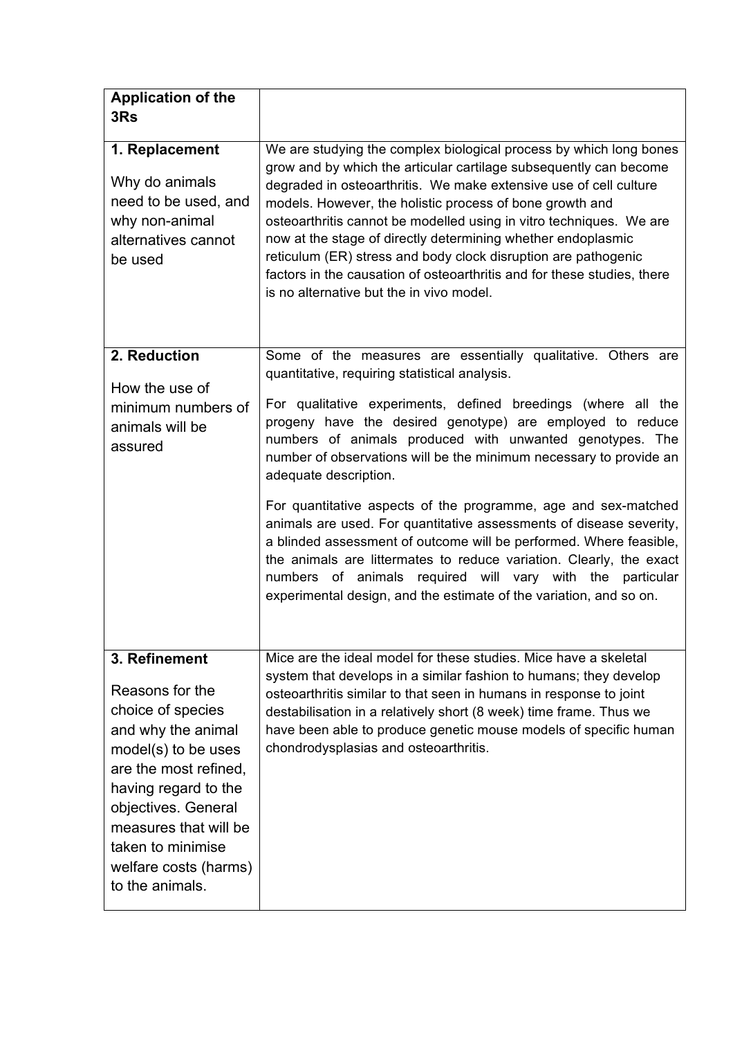| **Application of the 3Rs** | |
|---|---|
| **1. Replacement**<br><br>Why do animals need to be used, and why non-animal alternatives cannot be used | We are studying the complex biological process by which long bones grow and by which the articular cartilage subsequently can become degraded in osteoarthritis. We make extensive use of cell culture models. However, the holistic process of bone growth and osteoarthritis cannot be modelled using in vitro techniques. We are now at the stage of directly determining whether endoplasmic reticulum (ER) stress and body clock disruption are pathogenic factors in the causation of osteoarthritis and for these studies, there is no alternative but the in vivo model. |
| **2. Reduction**<br><br>How the use of minimum numbers of animals will be assured | Some of the measures are essentially qualitative. Others are quantitative, requiring statistical analysis.<br><br>For qualitative experiments, defined breedings (where all the progeny have the desired genotype) are employed to reduce numbers of animals produced with unwanted genotypes. The number of observations will be the minimum necessary to provide an adequate description.<br><br>For quantitative aspects of the programme, age and sex-matched animals are used. For quantitative assessments of disease severity, a blinded assessment of outcome will be performed. Where feasible, the animals are littermates to reduce variation. Clearly, the exact numbers of animals required will vary with the particular experimental design, and the estimate of the variation, and so on. |
| **3. Refinement**<br><br>Reasons for the choice of species and why the animal model(s) to be uses are the most refined, having regard to the objectives. General measures that will be taken to minimise welfare costs (harms) to the animals. | Mice are the ideal model for these studies. Mice have a skeletal system that develops in a similar fashion to humans; they develop osteoarthritis similar to that seen in humans in response to joint destabilisation in a relatively short (8 week) time frame. Thus we have been able to produce genetic mouse models of specific human chondrodysplasias and osteoarthritis. |